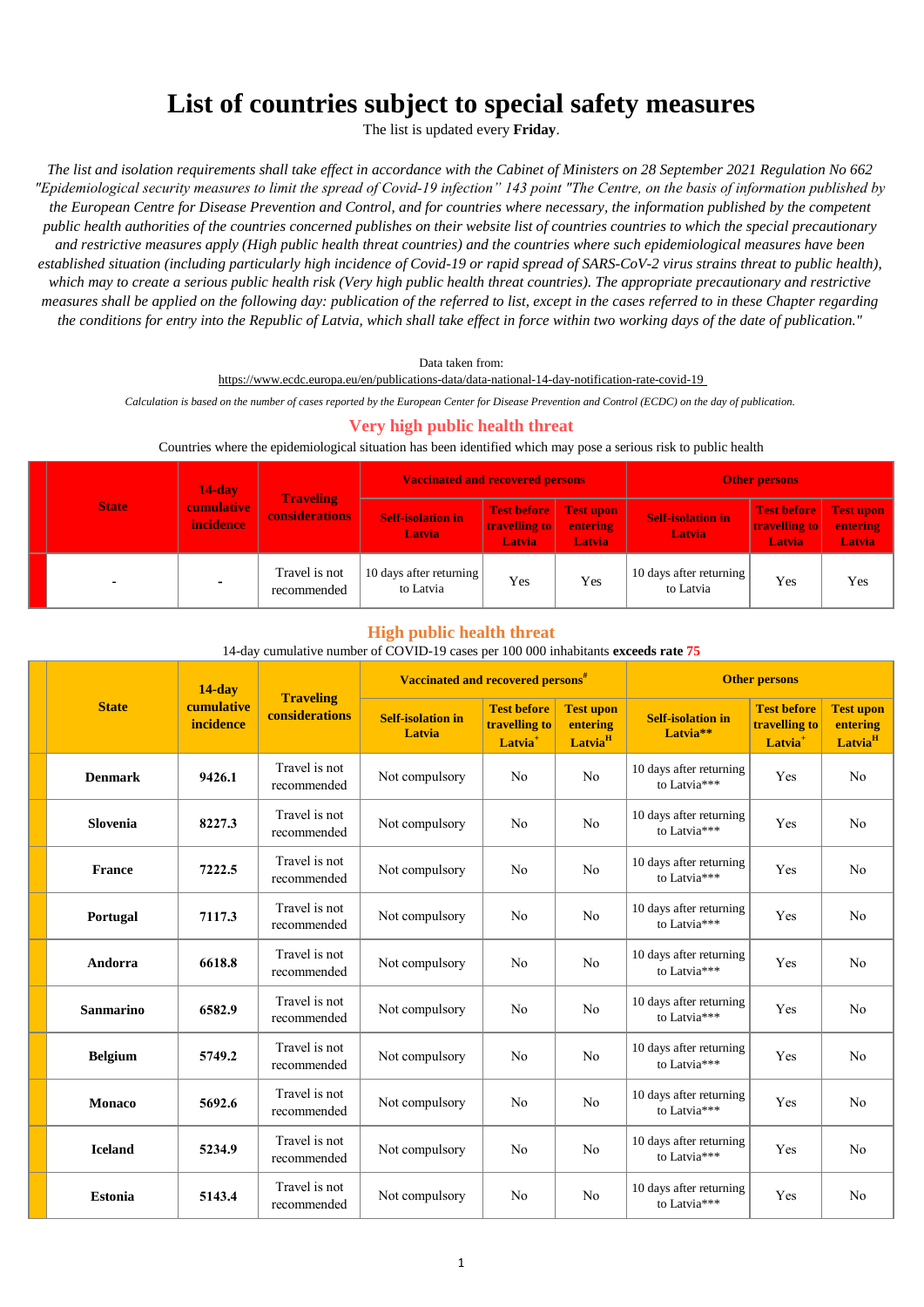# List of countries subject to special safety measures

The list is updated every **Friday**.

*The list and isolation requirements shall take effect in accordance with the Cabinet of Ministers on 28 September 2021 Regulation No 662 "Epidemiological security measures to limit the spread of Covid-19 infection" 143 point "The Centre, on the basis of information published by the European Centre for Disease Prevention and Control, and for countries where necessary, the information published by the competent public health authorities of the countries concerned publishes on their website list of countries countries to which the special precautionary and restrictive measures apply (High public health threat countries) and the countries where such epidemiological measures have been established situation (including particularly high incidence of Covid-19 or rapid spread of SARS-CoV-2 virus strains threat to public health), which may to create a serious public health risk (Very high public health threat countries). The appropriate precautionary and restrictive measures shall be applied on the following day: publication of the referred to list, except in the cases referred to in these Chapter regarding the conditions for entry into the Republic of Latvia, which shall take effect in force within two working days of the date of publication."*

Data taken from:
https://www.ecdc.europa.eu/en/publications-data/data-national-14-day-notification-rate-covid-19

*Calculation is based on the number of cases reported by the European Center for Disease Prevention and Control (ECDC) on the day of publication.*

## Very high public health threat

Countries where the epidemiological situation has been identified which may pose a serious risk to public health

| State | 14-day cumulative incidence | Traveling considerations | Vaccinated and recovered persons | | | Other persons | | |
|---|---|---|---|---|---|---|---|---|
| | | | Self-isolation in Latvia | Test before travelling to Latvia | Test upon entering Latvia | Self-isolation in Latvia | Test before travelling to Latvia | Test upon entering Latvia |
| - | - | Travel is not recommended | 10 days after returning to Latvia | Yes | Yes | 10 days after returning to Latvia | Yes | Yes |

## High public health threat

14-day cumulative number of COVID-19 cases per 100 000 inhabitants **exceeds rate 75**

| State | 14-day cumulative incidence | Traveling considerations | Vaccinated and recovered persons# | | | Other persons | | |
|---|---|---|---|---|---|---|---|---|
| | | | Self-isolation in Latvia | Test before travelling to Latvia+ | Test upon entering Latvia[H] | Self-isolation in Latvia** | Test before travelling to Latvia+ | Test upon entering Latvia[H] |
| **Denmark** | **9426.1** | Travel is not recommended | Not compulsory | No | No | 10 days after returning to Latvia*** | Yes | No |
| **Slovenia** | **8227.3** | Travel is not recommended | Not compulsory | No | No | 10 days after returning to Latvia*** | Yes | No |
| **France** | **7222.5** | Travel is not recommended | Not compulsory | No | No | 10 days after returning to Latvia*** | Yes | No |
| **Portugal** | **7117.3** | Travel is not recommended | Not compulsory | No | No | 10 days after returning to Latvia*** | Yes | No |
| **Andorra** | **6618.8** | Travel is not recommended | Not compulsory | No | No | 10 days after returning to Latvia*** | Yes | No |
| **Sanmarino** | **6582.9** | Travel is not recommended | Not compulsory | No | No | 10 days after returning to Latvia*** | Yes | No |
| **Belgium** | **5749.2** | Travel is not recommended | Not compulsory | No | No | 10 days after returning to Latvia*** | Yes | No |
| **Monaco** | **5692.6** | Travel is not recommended | Not compulsory | No | No | 10 days after returning to Latvia*** | Yes | No |
| **Iceland** | **5234.9** | Travel is not recommended | Not compulsory | No | No | 10 days after returning to Latvia*** | Yes | No |
| **Estonia** | **5143.4** | Travel is not recommended | Not compulsory | No | No | 10 days after returning to Latvia*** | Yes | No |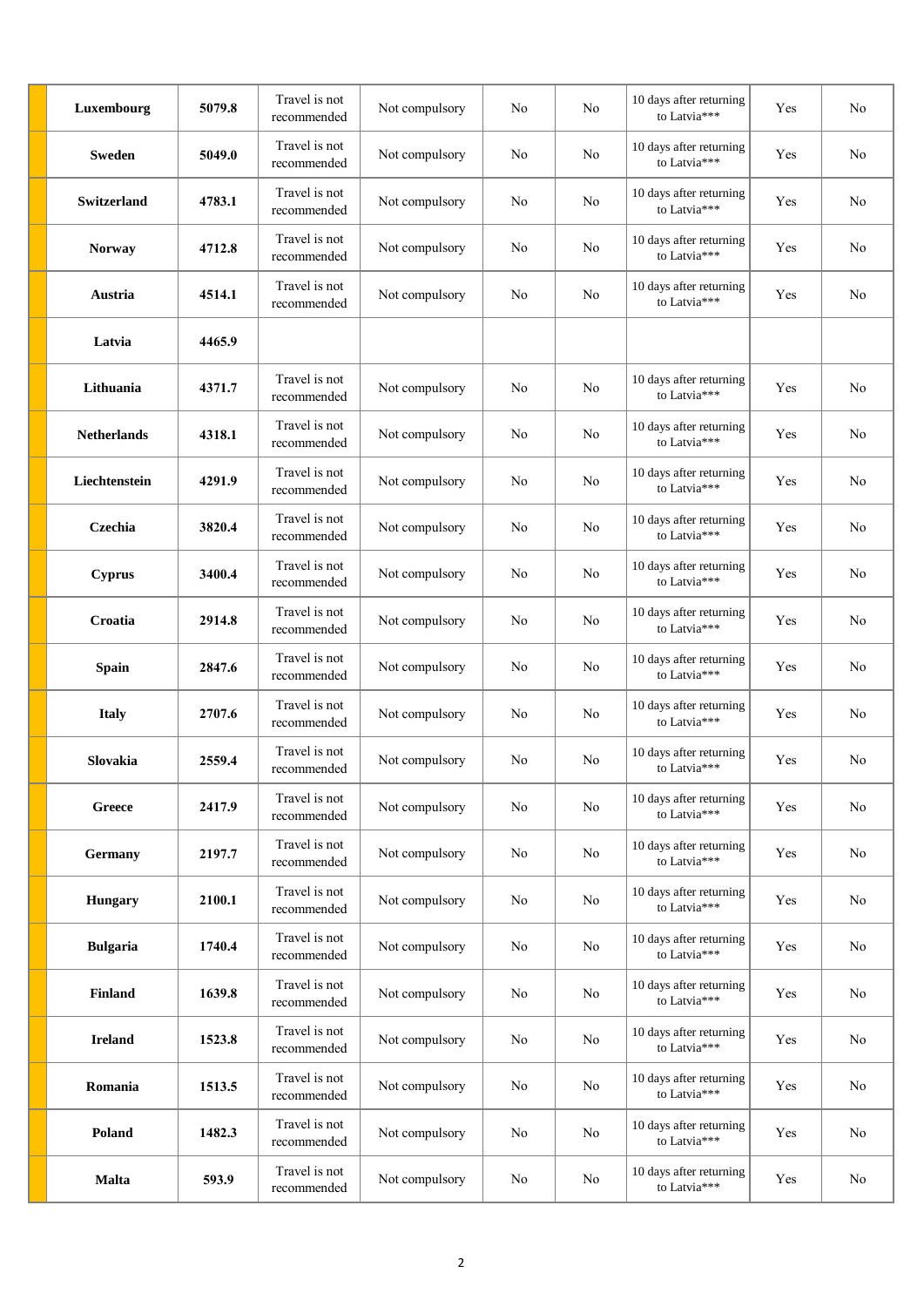| | | | | | | | | |
|---|---|---|---|---|---|---|---|---|
| **Luxembourg** | **5079.8** | Travel is not recommended | Not compulsory | No | No | 10 days after returning to Latvia*** | Yes | No |
| **Sweden** | **5049.0** | Travel is not recommended | Not compulsory | No | No | 10 days after returning to Latvia*** | Yes | No |
| **Switzerland** | **4783.1** | Travel is not recommended | Not compulsory | No | No | 10 days after returning to Latvia*** | Yes | No |
| **Norway** | **4712.8** | Travel is not recommended | Not compulsory | No | No | 10 days after returning to Latvia*** | Yes | No |
| **Austria** | **4514.1** | Travel is not recommended | Not compulsory | No | No | 10 days after returning to Latvia*** | Yes | No |
| **Latvia** | **4465.9** | | | | | | | |
| **Lithuania** | **4371.7** | Travel is not recommended | Not compulsory | No | No | 10 days after returning to Latvia*** | Yes | No |
| **Netherlands** | **4318.1** | Travel is not recommended | Not compulsory | No | No | 10 days after returning to Latvia*** | Yes | No |
| **Liechtenstein** | **4291.9** | Travel is not recommended | Not compulsory | No | No | 10 days after returning to Latvia*** | Yes | No |
| **Czechia** | **3820.4** | Travel is not recommended | Not compulsory | No | No | 10 days after returning to Latvia*** | Yes | No |
| **Cyprus** | **3400.4** | Travel is not recommended | Not compulsory | No | No | 10 days after returning to Latvia*** | Yes | No |
| **Croatia** | **2914.8** | Travel is not recommended | Not compulsory | No | No | 10 days after returning to Latvia*** | Yes | No |
| **Spain** | **2847.6** | Travel is not recommended | Not compulsory | No | No | 10 days after returning to Latvia*** | Yes | No |
| **Italy** | **2707.6** | Travel is not recommended | Not compulsory | No | No | 10 days after returning to Latvia*** | Yes | No |
| **Slovakia** | **2559.4** | Travel is not recommended | Not compulsory | No | No | 10 days after returning to Latvia*** | Yes | No |
| **Greece** | **2417.9** | Travel is not recommended | Not compulsory | No | No | 10 days after returning to Latvia*** | Yes | No |
| **Germany** | **2197.7** | Travel is not recommended | Not compulsory | No | No | 10 days after returning to Latvia*** | Yes | No |
| **Hungary** | **2100.1** | Travel is not recommended | Not compulsory | No | No | 10 days after returning to Latvia*** | Yes | No |
| **Bulgaria** | **1740.4** | Travel is not recommended | Not compulsory | No | No | 10 days after returning to Latvia*** | Yes | No |
| **Finland** | **1639.8** | Travel is not recommended | Not compulsory | No | No | 10 days after returning to Latvia*** | Yes | No |
| **Ireland** | **1523.8** | Travel is not recommended | Not compulsory | No | No | 10 days after returning to Latvia*** | Yes | No |
| **Romania** | **1513.5** | Travel is not recommended | Not compulsory | No | No | 10 days after returning to Latvia*** | Yes | No |
| **Poland** | **1482.3** | Travel is not recommended | Not compulsory | No | No | 10 days after returning to Latvia*** | Yes | No |
| **Malta** | **593.9** | Travel is not recommended | Not compulsory | No | No | 10 days after returning to Latvia*** | Yes | No |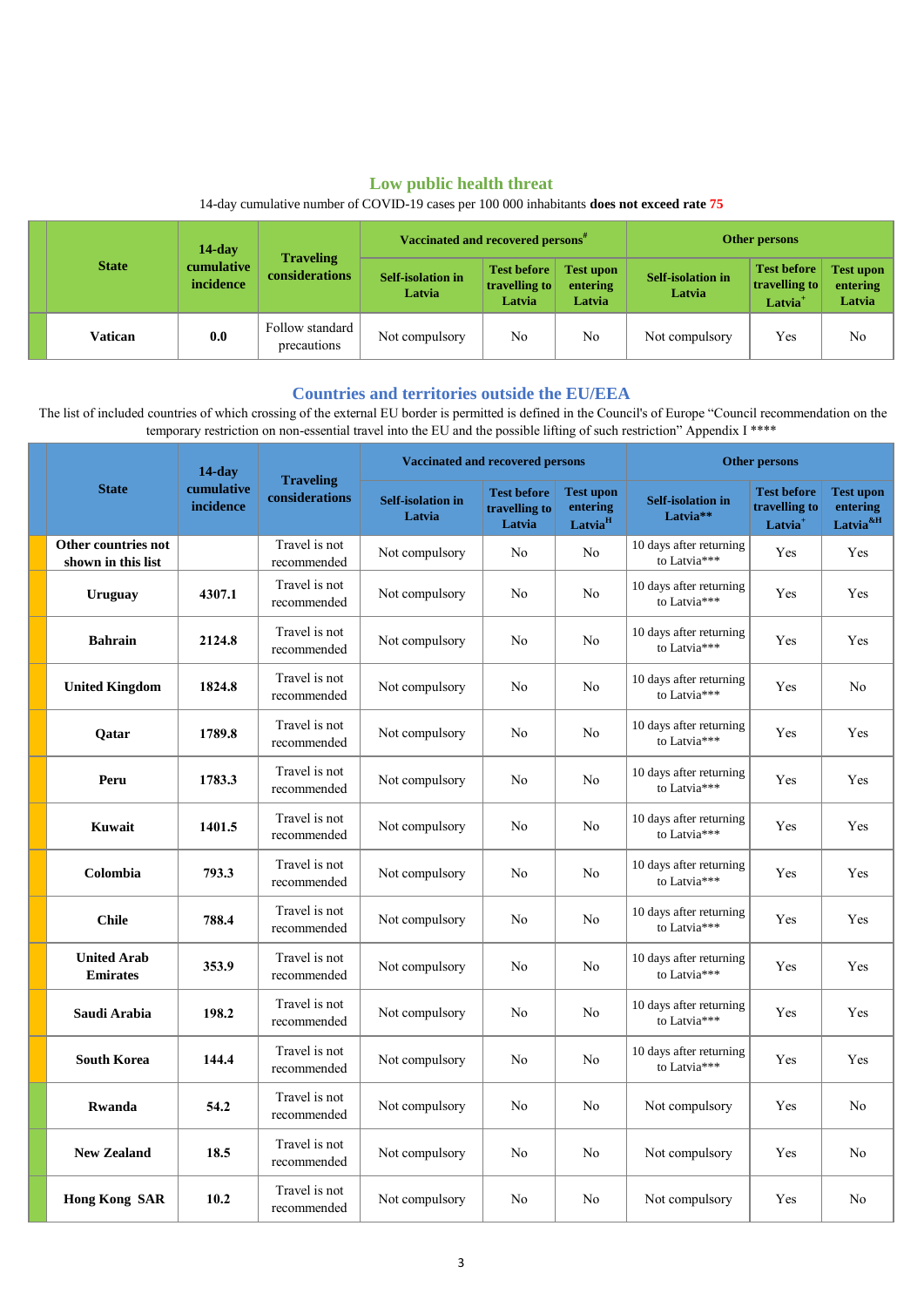## Low public health threat

14-day cumulative number of COVID-19 cases per 100 000 inhabitants **does not exceed rate 75**

| | State | 14-day cumulative incidence | Traveling considerations | Vaccinated and recovered persons# | | | Other persons | | |
|---|---|---|---|---|---|---|---|---|---|
| | | | | Self-isolation in Latvia | Test before travelling to Latvia | Test upon entering Latvia | Self-isolation in Latvia | Test before travelling to Latvia+ | Test upon entering Latvia |
| | **Vatican** | **0.0** | Follow standard precautions | Not compulsory | No | No | Not compulsory | Yes | No |

## Countries and territories outside the EU/EEA

The list of included countries of which crossing of the external EU border is permitted is defined in the Council's of Europe "Council recommendation on the temporary restriction on non-essential travel into the EU and the possible lifting of such restriction" Appendix I ****

| | State | 14-day cumulative incidence | Traveling considerations | Vaccinated and recovered persons | | | Other persons | | |
|---|---|---|---|---|---|---|---|---|---|
| | | | | Self-isolation in Latvia | Test before travelling to Latvia | Test upon entering Latvia[H] | Self-isolation in Latvia** | Test before travelling to Latvia+ | Test upon entering Latvia[&H] |
| | **Other countries not shown in this list** | | Travel is not recommended | Not compulsory | No | No | 10 days after returning to Latvia*** | Yes | Yes |
| | **Uruguay** | **4307.1** | Travel is not recommended | Not compulsory | No | No | 10 days after returning to Latvia*** | Yes | Yes |
| | **Bahrain** | **2124.8** | Travel is not recommended | Not compulsory | No | No | 10 days after returning to Latvia*** | Yes | Yes |
| | **United Kingdom** | **1824.8** | Travel is not recommended | Not compulsory | No | No | 10 days after returning to Latvia*** | Yes | No |
| | **Qatar** | **1789.8** | Travel is not recommended | Not compulsory | No | No | 10 days after returning to Latvia*** | Yes | Yes |
| | **Peru** | **1783.3** | Travel is not recommended | Not compulsory | No | No | 10 days after returning to Latvia*** | Yes | Yes |
| | **Kuwait** | **1401.5** | Travel is not recommended | Not compulsory | No | No | 10 days after returning to Latvia*** | Yes | Yes |
| | **Colombia** | **793.3** | Travel is not recommended | Not compulsory | No | No | 10 days after returning to Latvia*** | Yes | Yes |
| | **Chile** | **788.4** | Travel is not recommended | Not compulsory | No | No | 10 days after returning to Latvia*** | Yes | Yes |
| | **United Arab Emirates** | **353.9** | Travel is not recommended | Not compulsory | No | No | 10 days after returning to Latvia*** | Yes | Yes |
| | **Saudi Arabia** | **198.2** | Travel is not recommended | Not compulsory | No | No | 10 days after returning to Latvia*** | Yes | Yes |
| | **South Korea** | **144.4** | Travel is not recommended | Not compulsory | No | No | 10 days after returning to Latvia*** | Yes | Yes |
| | **Rwanda** | **54.2** | Travel is not recommended | Not compulsory | No | No | Not compulsory | Yes | No |
| | **New Zealand** | **18.5** | Travel is not recommended | Not compulsory | No | No | Not compulsory | Yes | No |
| | **Hong Kong SAR** | **10.2** | Travel is not recommended | Not compulsory | No | No | Not compulsory | Yes | No |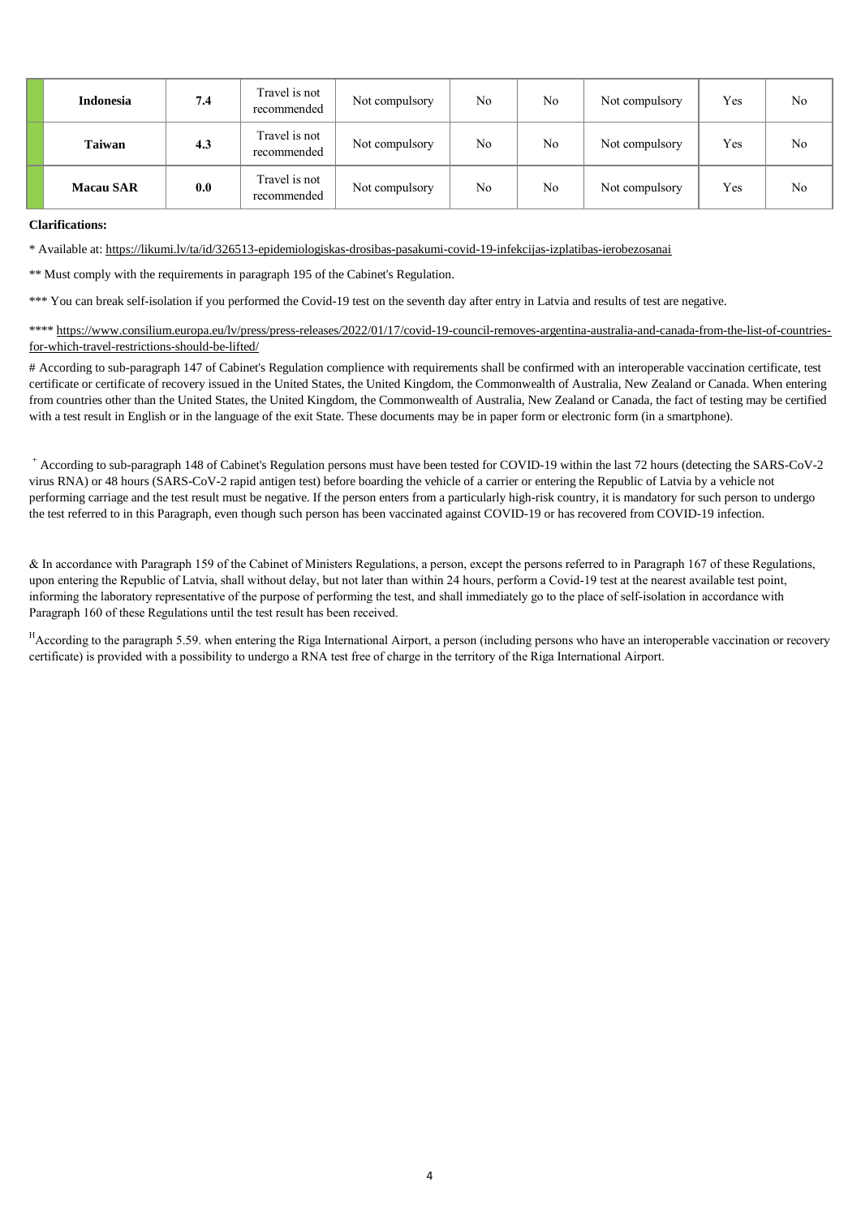| | | | | | | | | | |
|---|---|---|---|---|---|---|---|---|---|
| | **Indonesia** | **7.4** | Travel is not recommended | Not compulsory | No | No | Not compulsory | Yes | No |
| | **Taiwan** | **4.3** | Travel is not recommended | Not compulsory | No | No | Not compulsory | Yes | No |
| | **Macau SAR** | **0.0** | Travel is not recommended | Not compulsory | No | No | Not compulsory | Yes | No |

**Clarifications:**

* Available at: https://likumi.lv/ta/id/326513-epidemiologiskas-drosibas-pasakumi-covid-19-infekcijas-izplatibas-ierobezosanai

** Must comply with the requirements in paragraph 195 of the Cabinet's Regulation.

*** You can break self-isolation if you performed the Covid-19 test on the seventh day after entry in Latvia and results of test are negative.

**** https://www.consilium.europa.eu/lv/press/press-releases/2022/01/17/covid-19-council-removes-argentina-australia-and-canada-from-the-list-of-countries-for-which-travel-restrictions-should-be-lifted/

# According to sub-paragraph 147 of Cabinet's Regulation complience with requirements shall be confirmed with an interoperable vaccination certificate, test certificate or certificate of recovery issued in the United States, the United Kingdom, the Commonwealth of Australia, New Zealand or Canada. When entering from countries other than the United States, the United Kingdom, the Commonwealth of Australia, New Zealand or Canada, the fact of testing may be certified with a test result in English or in the language of the exit State. These documents may be in paper form or electronic form (in a smartphone).

[+] According to sub-paragraph 148 of Cabinet's Regulation persons must have been tested for COVID-19 within the last 72 hours (detecting the SARS-CoV-2 virus RNA) or 48 hours (SARS-CoV-2 rapid antigen test) before boarding the vehicle of a carrier or entering the Republic of Latvia by a vehicle not performing carriage and the test result must be negative. If the person enters from a particularly high-risk country, it is mandatory for such person to undergo the test referred to in this Paragraph, even though such person has been vaccinated against COVID-19 or has recovered from COVID-19 infection.

& In accordance with Paragraph 159 of the Cabinet of Ministers Regulations, a person, except the persons referred to in Paragraph 167 of these Regulations, upon entering the Republic of Latvia, shall without delay, but not later than within 24 hours, perform a Covid-19 test at the nearest available test point, informing the laboratory representative of the purpose of performing the test, and shall immediately go to the place of self-isolation in accordance with Paragraph 160 of these Regulations until the test result has been received.

[H] According to the paragraph 5.59. when entering the Riga International Airport, a person (including persons who have an interoperable vaccination or recovery certificate) is provided with a possibility to undergo a RNA test free of charge in the territory of the Riga International Airport.